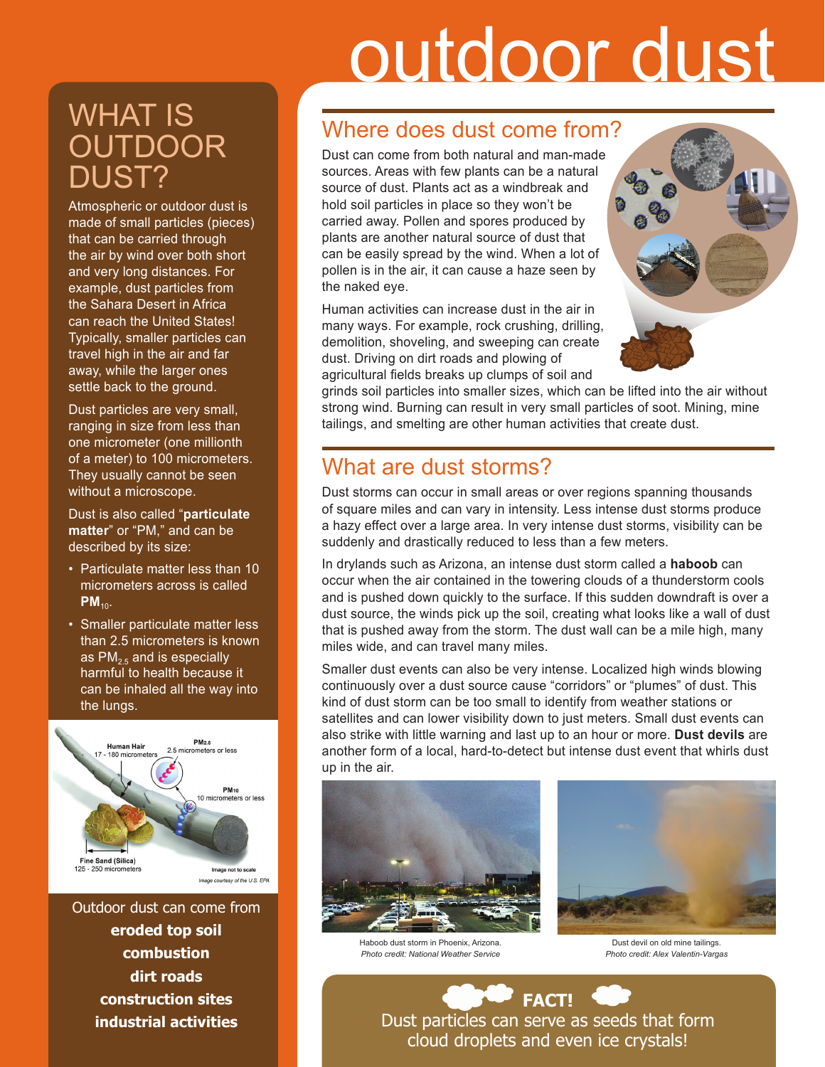# outdoor dust

## WHAT IS OUTDOOR DUST?

Atmospheric or outdoor dust is made of small particles (pieces) that can be carried through the air by wind over both short and very long distances. For example, dust particles from the Sahara Desert in Africa can reach the United States! Typically, smaller particles can travel high in the air and far away, while the larger ones settle back to the ground.

Dust particles are very small, ranging in size from less than one micrometer (one millionth of a meter) to 100 micrometers. They usually cannot be seen without a microscope.

Dust is also called "**particulate matter**" or "PM," and can be described by its size:

- Particulate matter less than 10 micrometers across is called **$PM_{10}$**.
- Smaller particulate matter less than 2.5 micrometers is known as $PM_{2.5}$ and is especially harmful to health because it can be inhaled all the way into the lungs.

Human Hair 17 - 180 micrometers

$PM_{2.5}$ 2.5 micrometers or less

$PM_{10}$ 10 micrometers or less

Fine Sand (Silica) 125 - 250 micrometers

Image not to scale

*Image courtesy of the U.S. EPA*

Outdoor dust can come from

**eroded top soil**
**combustion**
**dirt roads**
**construction sites**
**industrial activities**

## Where does dust come from?

Dust can come from both natural and man-made sources. Areas with few plants can be a natural source of dust. Plants act as a windbreak and hold soil particles in place so they won't be carried away. Pollen and spores produced by plants are another natural source of dust that can be easily spread by the wind. When a lot of pollen is in the air, it can cause a haze seen by the naked eye.

Human activities can increase dust in the air in many ways. For example, rock crushing, drilling, demolition, shoveling, and sweeping can create dust. Driving on dirt roads and plowing of agricultural fields breaks up clumps of soil and grinds soil particles into smaller sizes, which can be lifted into the air without strong wind. Burning can result in very small particles of soot. Mining, mine tailings, and smelting are other human activities that create dust.

## What are dust storms?

Dust storms can occur in small areas or over regions spanning thousands of square miles and can vary in intensity. Less intense dust storms produce a hazy effect over a large area. In very intense dust storms, visibility can be suddenly and drastically reduced to less than a few meters.

In drylands such as Arizona, an intense dust storm called a **haboob** can occur when the air contained in the towering clouds of a thunderstorm cools and is pushed down quickly to the surface. If this sudden downdraft is over a dust source, the winds pick up the soil, creating what looks like a wall of dust that is pushed away from the storm. The dust wall can be a mile high, many miles wide, and can travel many miles.

Smaller dust events can also be very intense. Localized high winds blowing continuously over a dust source cause "corridors" or "plumes" of dust. This kind of dust storm can be too small to identify from weather stations or satellites and can lower visibility down to just meters. Small dust events can also strike with little warning and last up to an hour or more. **Dust devils** are another form of a local, hard-to-detect but intense dust event that whirls dust up in the air.

Haboob dust storm in Phoenix, Arizona.
*Photo credit: National Weather Service*

Dust devil on old mine tailings.
*Photo credit: Alex Valentin-Vargas*

**FACT!**
Dust particles can serve as seeds that form cloud droplets and even ice crystals!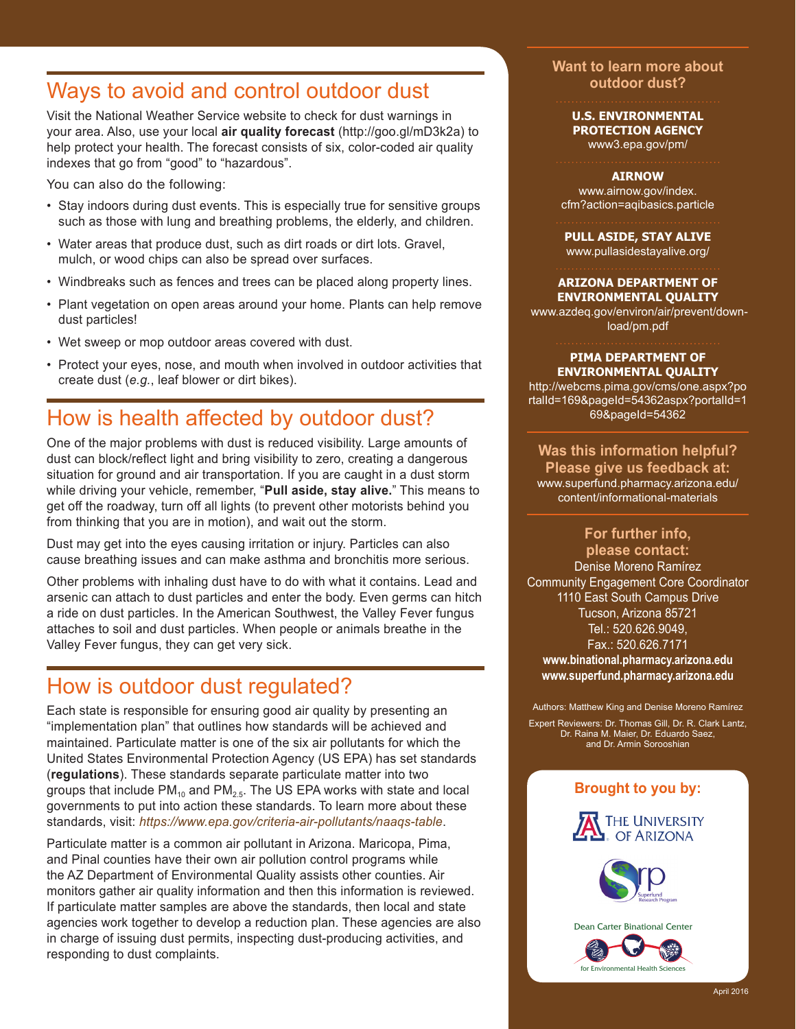## Ways to avoid and control outdoor dust

Visit the National Weather Service website to check for dust warnings in your area. Also, use your local **air quality forecast** (http://goo.gl/mD3k2a) to help protect your health. The forecast consists of six, color-coded air quality indexes that go from "good" to "hazardous".

You can also do the following:

- Stay indoors during dust events. This is especially true for sensitive groups such as those with lung and breathing problems, the elderly, and children.
- Water areas that produce dust, such as dirt roads or dirt lots. Gravel, mulch, or wood chips can also be spread over surfaces.
- Windbreaks such as fences and trees can be placed along property lines.
- Plant vegetation on open areas around your home. Plants can help remove dust particles!
- Wet sweep or mop outdoor areas covered with dust.
- Protect your eyes, nose, and mouth when involved in outdoor activities that create dust (*e.g.*, leaf blower or dirt bikes).

## How is health affected by outdoor dust?

One of the major problems with dust is reduced visibility. Large amounts of dust can block/reflect light and bring visibility to zero, creating a dangerous situation for ground and air transportation. If you are caught in a dust storm while driving your vehicle, remember, "**Pull aside, stay alive.**" This means to get off the roadway, turn off all lights (to prevent other motorists behind you from thinking that you are in motion), and wait out the storm.

Dust may get into the eyes causing irritation or injury. Particles can also cause breathing issues and can make asthma and bronchitis more serious.

Other problems with inhaling dust have to do with what it contains. Lead and arsenic can attach to dust particles and enter the body. Even germs can hitch a ride on dust particles. In the American Southwest, the Valley Fever fungus attaches to soil and dust particles. When people or animals breathe in the Valley Fever fungus, they can get very sick.

## How is outdoor dust regulated?

Each state is responsible for ensuring good air quality by presenting an "implementation plan" that outlines how standards will be achieved and maintained. Particulate matter is one of the six air pollutants for which the United States Environmental Protection Agency (US EPA) has set standards (**regulations**). These standards separate particulate matter into two groups that include $PM_{10}$ and $PM_{2.5}$. The US EPA works with state and local governments to put into action these standards. To learn more about these standards, visit: *https://www.epa.gov/criteria-air-pollutants/naaqs-table*.

Particulate matter is a common air pollutant in Arizona. Maricopa, Pima, and Pinal counties have their own air pollution control programs while the AZ Department of Environmental Quality assists other counties. Air monitors gather air quality information and then this information is reviewed. If particulate matter samples are above the standards, then local and state agencies work together to develop a reduction plan. These agencies are also in charge of issuing dust permits, inspecting dust-producing activities, and responding to dust complaints.

### Want to learn more about outdoor dust?

**U.S. ENVIRONMENTAL PROTECTION AGENCY**
www3.epa.gov/pm/

**AIRNOW**
www.airnow.gov/index.cfm?action=aqibasics.particle

**PULL ASIDE, STAY ALIVE**
www.pullasidestayalive.org/

**ARIZONA DEPARTMENT OF ENVIRONMENTAL QUALITY**
www.azdeq.gov/environ/air/prevent/download/pm.pdf

**PIMA DEPARTMENT OF ENVIRONMENTAL QUALITY**
http://webcms.pima.gov/cms/one.aspx?portalId=169&pageId=54362aspx?portalId=169&pageId=54362

### Was this information helpful? Please give us feedback at:

www.superfund.pharmacy.arizona.edu/content/informational-materials

### For further info, please contact:

Denise Moreno Ramírez
Community Engagement Core Coordinator
1110 East South Campus Drive
Tucson, Arizona 85721
Tel.: 520.626.9049,
Fax.: 520.626.7171
**www.binational.pharmacy.arizona.edu**
**www.superfund.pharmacy.arizona.edu**

Authors: Matthew King and Denise Moreno Ramírez

Expert Reviewers: Dr. Thomas Gill, Dr. R. Clark Lantz, Dr. Raina M. Maier, Dr. Eduardo Saez, and Dr. Armin Sorooshian

### Brought to you by:

The University of Arizona

Superfund Research Program

Dean Carter Binational Center for Environmental Health Sciences

April 2016